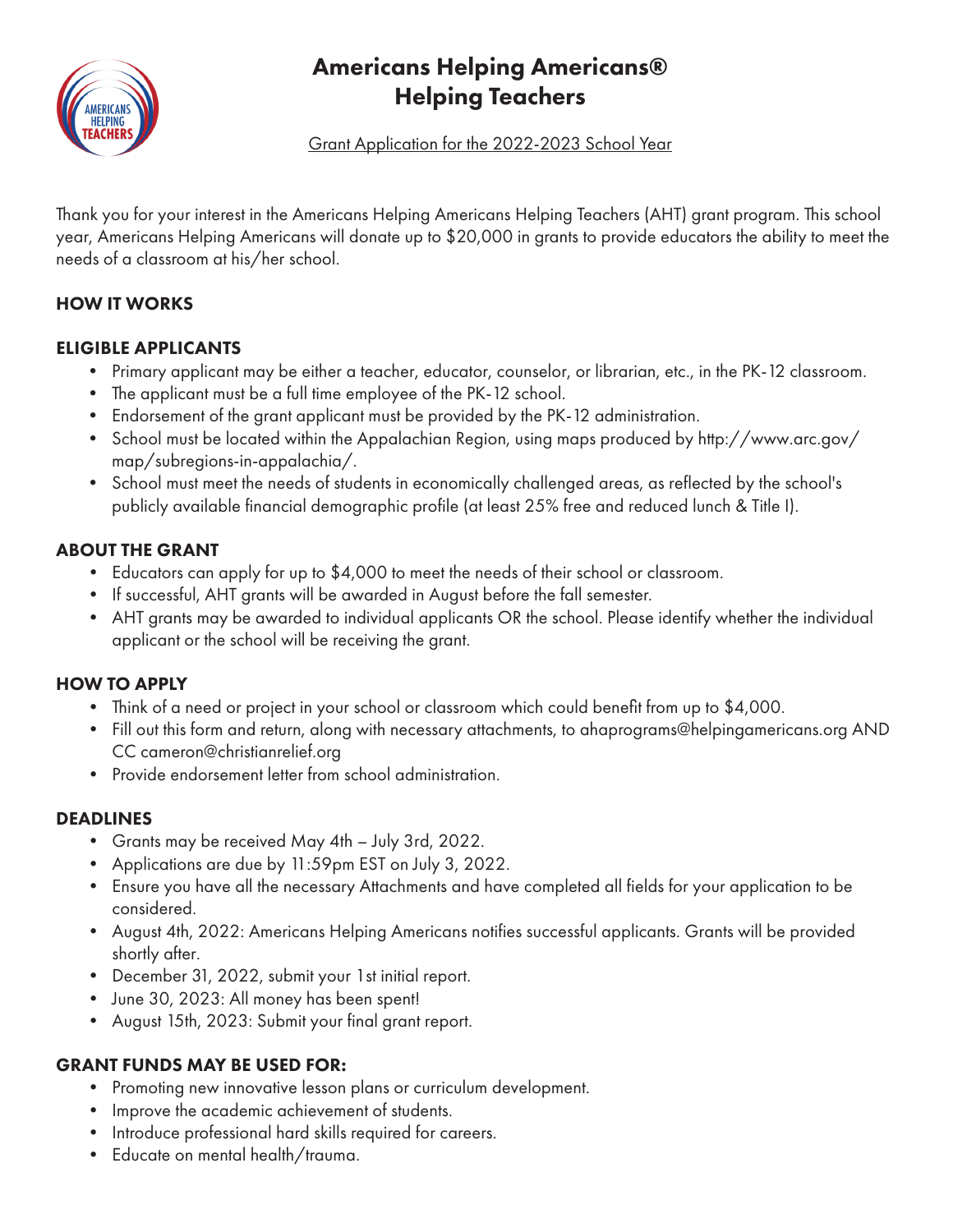# Americans Helping Americans®
# Helping Teachers

Grant Application for the 2022-2023 School Year

Thank you for your interest in the Americans Helping Americans Helping Teachers (AHT) grant program. This school year, Americans Helping Americans will donate up to $20,000 in grants to provide educators the ability to meet the needs of a classroom at his/her school.

## HOW IT WORKS

## ELIGIBLE APPLICANTS

- Primary applicant may be either a teacher, educator, counselor, or librarian, etc., in the PK-12 classroom.
- The applicant must be a full time employee of the PK-12 school.
- Endorsement of the grant applicant must be provided by the PK-12 administration.
- School must be located within the Appalachian Region, using maps produced by http://www.arc.gov/map/subregions-in-appalachia/.
- School must meet the needs of students in economically challenged areas, as reflected by the school's publicly available financial demographic profile (at least 25% free and reduced lunch & Title I).

## ABOUT THE GRANT

- Educators can apply for up to $4,000 to meet the needs of their school or classroom.
- If successful, AHT grants will be awarded in August before the fall semester.
- AHT grants may be awarded to individual applicants OR the school. Please identify whether the individual applicant or the school will be receiving the grant.

## HOW TO APPLY

- Think of a need or project in your school or classroom which could benefit from up to $4,000.
- Fill out this form and return, along with necessary attachments, to ahaprograms@helpingamericans.org AND CC cameron@christianrelief.org
- Provide endorsement letter from school administration.

## DEADLINES

- Grants may be received May 4th – July 3rd, 2022.
- Applications are due by 11:59pm EST on July 3, 2022.
- Ensure you have all the necessary Attachments and have completed all fields for your application to be considered.
- August 4th, 2022: Americans Helping Americans notifies successful applicants. Grants will be provided shortly after.
- December 31, 2022, submit your 1st initial report.
- June 30, 2023: All money has been spent!
- August 15th, 2023: Submit your final grant report.

## GRANT FUNDS MAY BE USED FOR:

- Promoting new innovative lesson plans or curriculum development.
- Improve the academic achievement of students.
- Introduce professional hard skills required for careers.
- Educate on mental health/trauma.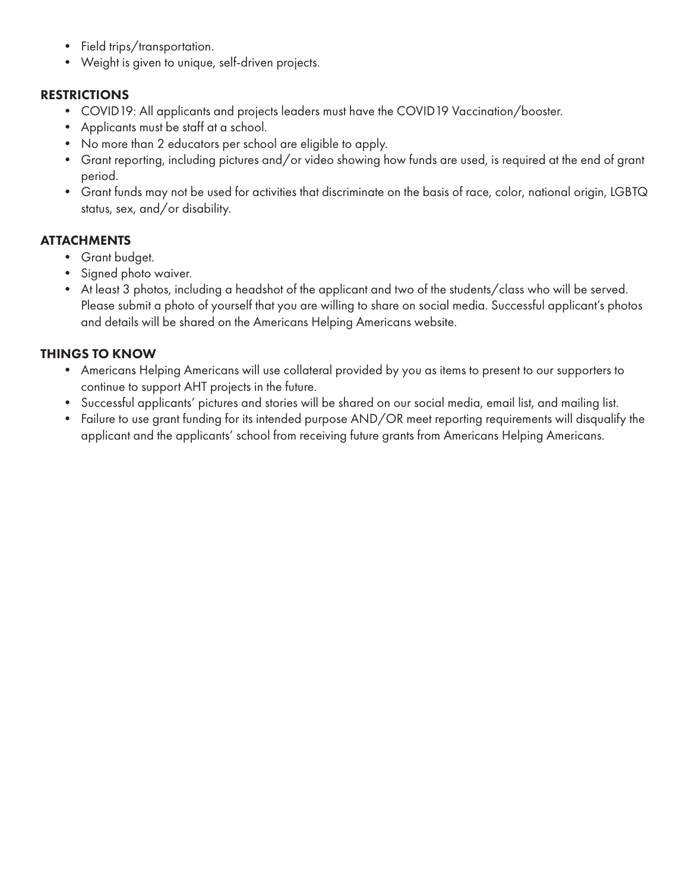- Field trips/transportation.
- Weight is given to unique, self-driven projects.

## RESTRICTIONS

- COVID19: All applicants and projects leaders must have the COVID19 Vaccination/booster.
- Applicants must be staff at a school.
- No more than 2 educators per school are eligible to apply.
- Grant reporting, including pictures and/or video showing how funds are used, is required at the end of grant period.
- Grant funds may not be used for activities that discriminate on the basis of race, color, national origin, LGBTQ status, sex, and/or disability.

## ATTACHMENTS

- Grant budget.
- Signed photo waiver.
- At least 3 photos, including a headshot of the applicant and two of the students/class who will be served. Please submit a photo of yourself that you are willing to share on social media. Successful applicant's photos and details will be shared on the Americans Helping Americans website.

## THINGS TO KNOW

- Americans Helping Americans will use collateral provided by you as items to present to our supporters to continue to support AHT projects in the future.
- Successful applicants' pictures and stories will be shared on our social media, email list, and mailing list.
- Failure to use grant funding for its intended purpose AND/OR meet reporting requirements will disqualify the applicant and the applicants' school from receiving future grants from Americans Helping Americans.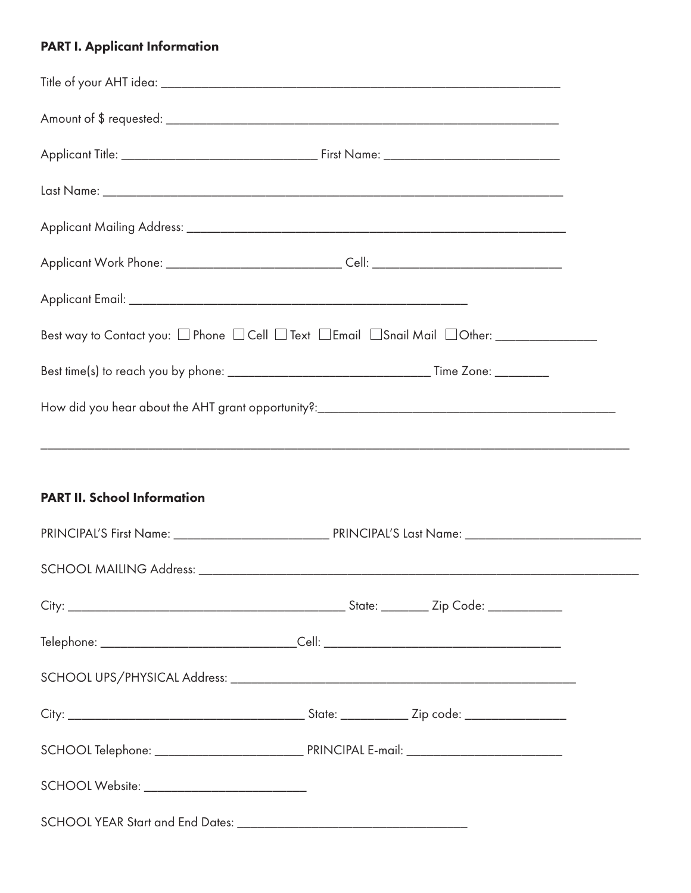## PART I. Applicant Information

Title of your AHT idea: ___________________________________________________________________

Amount of $ requested: ___________________________________________________________________

Applicant Title: ______________________________ First Name: ___________________________

Last Name: _____________________________________________________________________________

Applicant Mailing Address: ___________________________________________________________

Applicant Work Phone: ___________________________ Cell: _____________________________

Applicant Email: ____________________________________________________

Best way to Contact you: ☐ Phone ☐ Cell ☐ Text ☐ Email ☐ Snail Mail ☐ Other: _______________

Best time(s) to reach you by phone: ______________________________ Time Zone: ________

How did you hear about the AHT grant opportunity?:_____________________________________________

_____________________________________________________________________________________________

## PART II. School Information

PRINCIPAL'S First Name: _______________________ PRINCIPAL'S Last Name: ___________________________

SCHOOL MAILING Address: ____________________________________________________________________

City: __________________________________________ State: _______ Zip Code: ___________

Telephone: ______________________________Cell: ___________________________________

SCHOOL UPS/PHYSICAL Address: ____________________________________________________

City: ___________________________________ State: __________ Zip code: _______________

SCHOOL Telephone: _____________________ PRINCIPAL E-mail: _______________________

SCHOOL Website: ________________________

SCHOOL YEAR Start and End Dates: __________________________________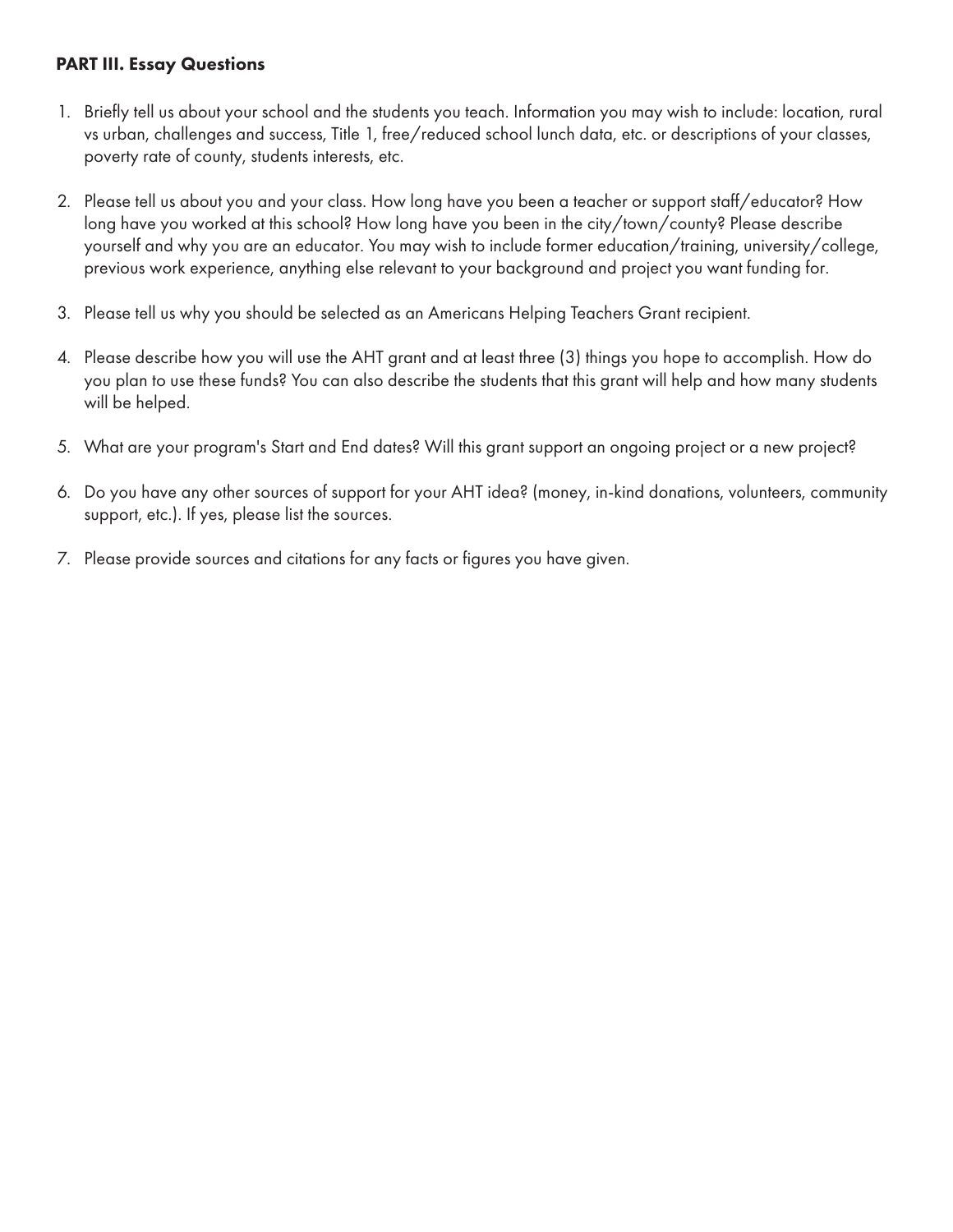**PART III. Essay Questions**

1. Briefly tell us about your school and the students you teach. Information you may wish to include: location, rural vs urban, challenges and success, Title 1, free/reduced school lunch data, etc. or descriptions of your classes, poverty rate of county, students interests, etc.

2. Please tell us about you and your class. How long have you been a teacher or support staff/educator? How long have you worked at this school? How long have you been in the city/town/county? Please describe yourself and why you are an educator. You may wish to include former education/training, university/college, previous work experience, anything else relevant to your background and project you want funding for.

3. Please tell us why you should be selected as an Americans Helping Teachers Grant recipient.

4. Please describe how you will use the AHT grant and at least three (3) things you hope to accomplish. How do you plan to use these funds? You can also describe the students that this grant will help and how many students will be helped.

5. What are your program's Start and End dates? Will this grant support an ongoing project or a new project?

6. Do you have any other sources of support for your AHT idea? (money, in-kind donations, volunteers, community support, etc.). If yes, please list the sources.

7. Please provide sources and citations for any facts or figures you have given.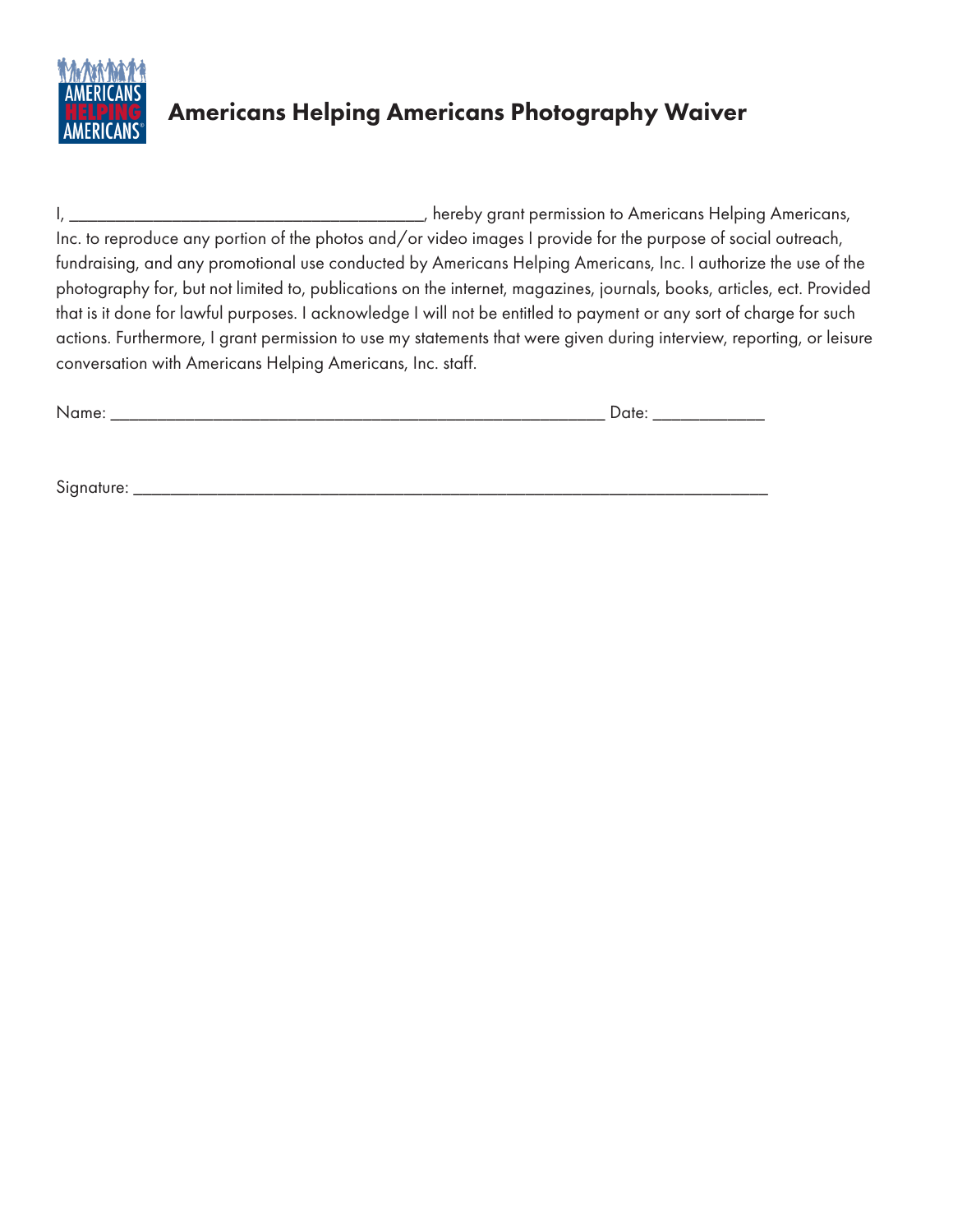# Americans Helping Americans Photography Waiver

I, ________________________________________, hereby grant permission to Americans Helping Americans, Inc. to reproduce any portion of the photos and/or video images I provide for the purpose of social outreach, fundraising, and any promotional use conducted by Americans Helping Americans, Inc. I authorize the use of the photography for, but not limited to, publications on the internet, magazines, journals, books, articles, ect. Provided that is it done for lawful purposes. I acknowledge I will not be entitled to payment or any sort of charge for such actions. Furthermore, I grant permission to use my statements that were given during interview, reporting, or leisure conversation with Americans Helping Americans, Inc. staff.

Name: ________________________________________________________ Date: ____________

Signature: ________________________________________________________________________